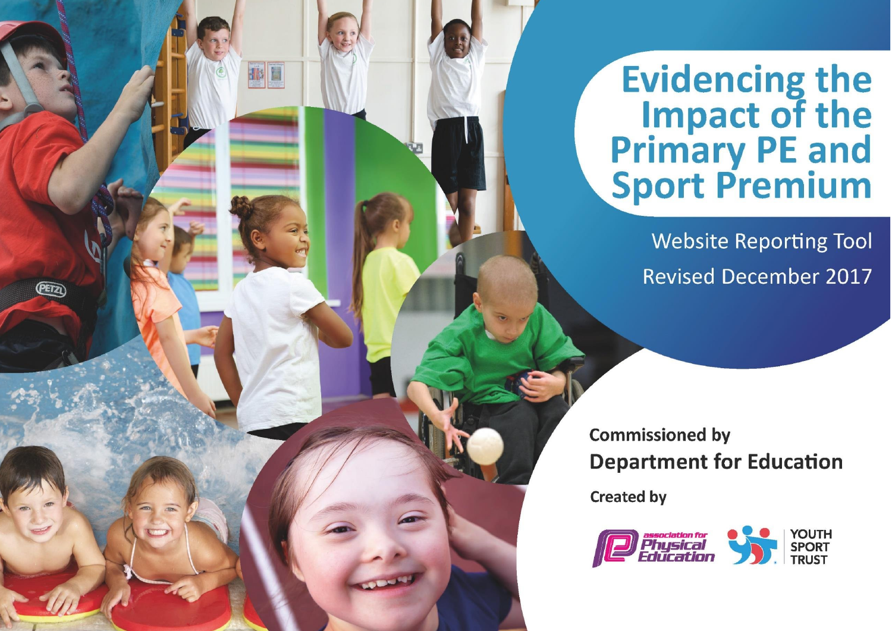# Evidencing the Impact of the Primary PE and Sport Premium

Website Reporting Tool

Revised December 2017

**Commissioned by**

**Department for Education**

**Created by**

association for Physical Education

YOUTH SPORT TRUST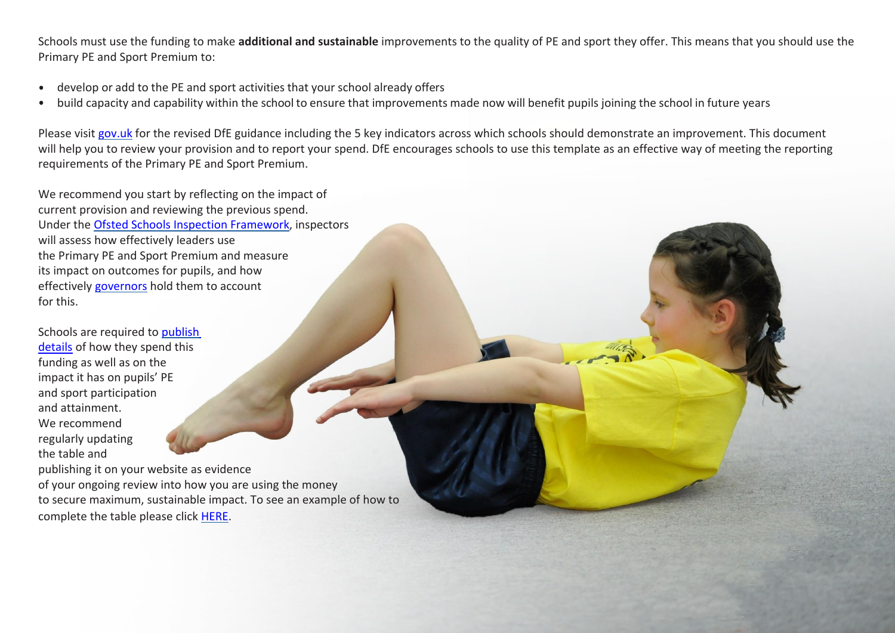Schools must use the funding to make **additional and sustainable** improvements to the quality of PE and sport they offer. This means that you should use the Primary PE and Sport Premium to:

- develop or add to the PE and sport activities that your school already offers
- build capacity and capability within the school to ensure that improvements made now will benefit pupils joining the school in future years

Please visit gov.uk for the revised DfE guidance including the 5 key indicators across which schools should demonstrate an improvement. This document will help you to review your provision and to report your spend. DfE encourages schools to use this template as an effective way of meeting the reporting requirements of the Primary PE and Sport Premium.

We recommend you start by reflecting on the impact of current provision and reviewing the previous spend. Under the Ofsted Schools Inspection Framework, inspectors will assess how effectively leaders use the Primary PE and Sport Premium and measure its impact on outcomes for pupils, and how effectively governors hold them to account for this.

Schools are required to publish details of how they spend this funding as well as on the impact it has on pupils' PE and sport participation and attainment. We recommend regularly updating the table and publishing it on your website as evidence of your ongoing review into how you are using the money to secure maximum, sustainable impact. To see an example of how to complete the table please click HERE.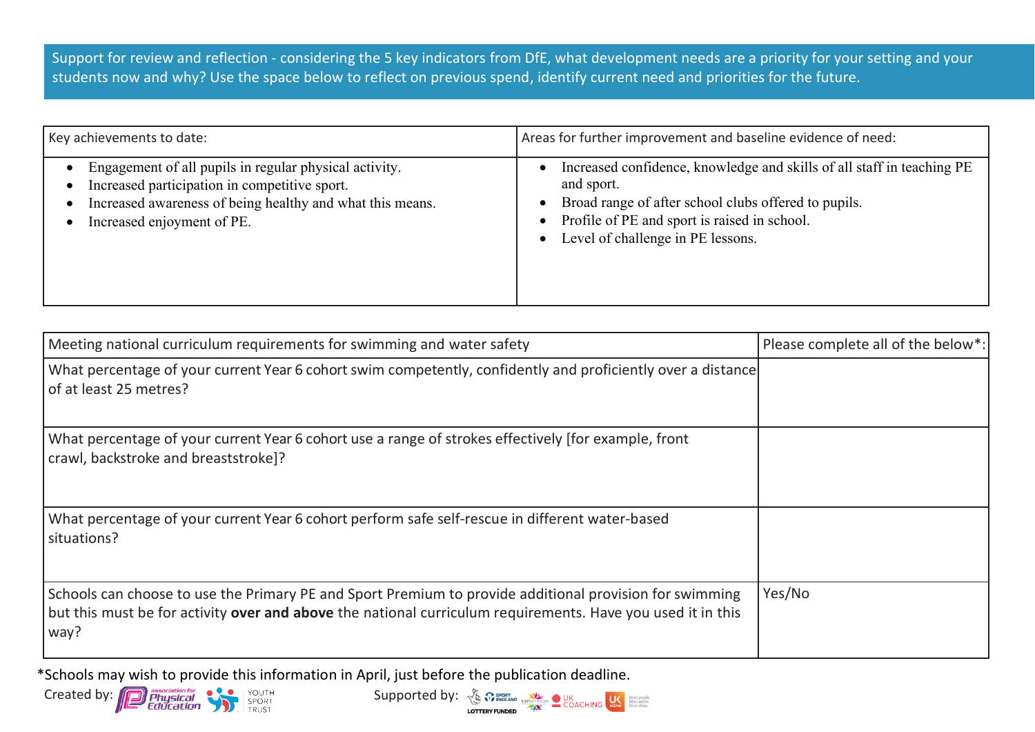Support for review and reflection - considering the 5 key indicators from DfE, what development needs are a priority for your setting and your students now and why? Use the space below to reflect on previous spend, identify current need and priorities for the future.

| Key achievements to date: | Areas for further improvement and baseline evidence of need: |
|---|---|
| • Engagement of all pupils in regular physical activity.<br>• Increased participation in competitive sport.<br>• Increased awareness of being healthy and what this means.<br>• Increased enjoyment of PE. | • Increased confidence, knowledge and skills of all staff in teaching PE and sport.<br>• Broad range of after school clubs offered to pupils.<br>• Profile of PE and sport is raised in school.<br>• Level of challenge in PE lessons. |

| Meeting national curriculum requirements for swimming and water safety | Please complete all of the below*: |
|---|---|
| What percentage of your current Year 6 cohort swim competently, confidently and proficiently over a distance of at least 25 metres? | |
| What percentage of your current Year 6 cohort use a range of strokes effectively [for example, front crawl, backstroke and breaststroke]? | |
| What percentage of your current Year 6 cohort perform safe self-rescue in different water-based situations? | |
| Schools can choose to use the Primary PE and Sport Premium to provide additional provision for swimming but this must be for activity **over and above** the national curriculum requirements. Have you used it in this way? | Yes/No |

*Schools may wish to provide this information in April, just before the publication deadline.

Created by: association for Physical Education, Youth Sport Trust

Supported by: Sport England (Lottery Funded), CSPNetwork, UK Coaching, UK Active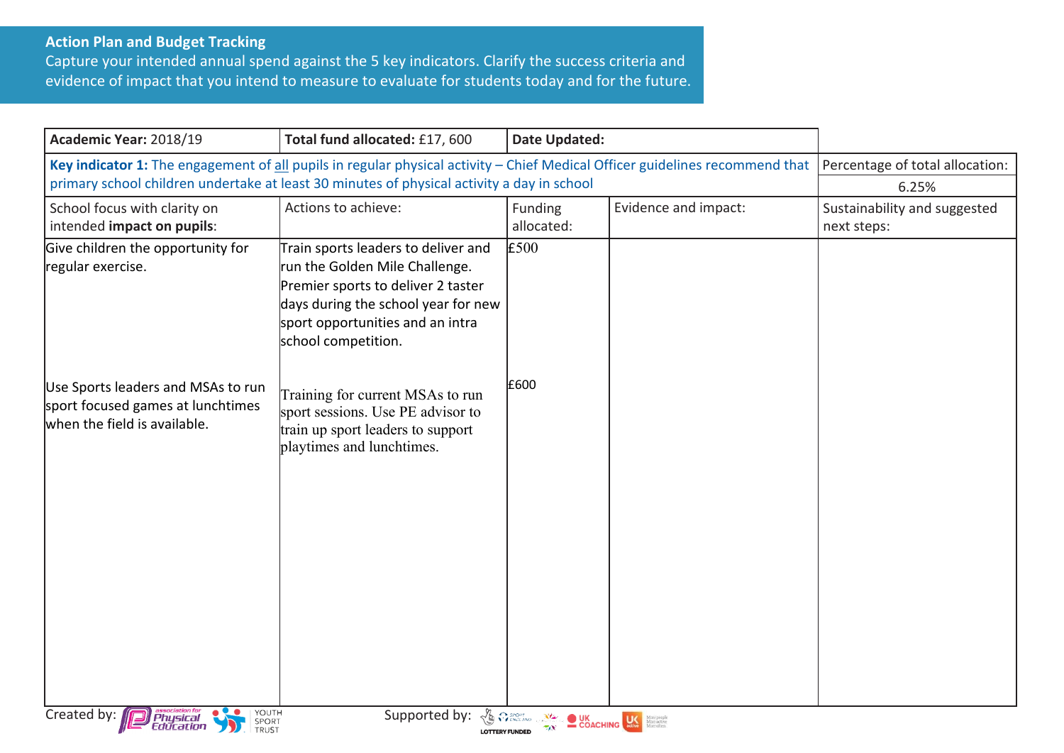**Action Plan and Budget Tracking**
Capture your intended annual spend against the 5 key indicators. Clarify the success criteria and evidence of impact that you intend to measure to evaluate for students today and for the future.

| **Academic Year:** 2018/19 | **Total fund allocated:** £17, 600 | **Date Updated:** | | |
|---|---|---|---|---|
| **Key indicator 1:** The engagement of all pupils in regular physical activity – Chief Medical Officer guidelines recommend that primary school children undertake at least 30 minutes of physical activity a day in school | | | | Percentage of total allocation: 6.25% |
| School focus with clarity on intended **impact on pupils**: | Actions to achieve: | Funding allocated: | Evidence and impact: | Sustainability and suggested next steps: |
| Give children the opportunity for regular exercise. | Train sports leaders to deliver and run the Golden Mile Challenge. Premier sports to deliver 2 taster days during the school year for new sport opportunities and an intra school competition. | £500 | | |
| Use Sports leaders and MSAs to run sport focused games at lunchtimes when the field is available. | Training for current MSAs to run sport sessions. Use PE advisor to train up sport leaders to support playtimes and lunchtimes. | £600 | | |

Created by: Association for Physical Education, Youth Sport Trust
Supported by: Sport England, Lottery Funded, UK Coaching, UK Active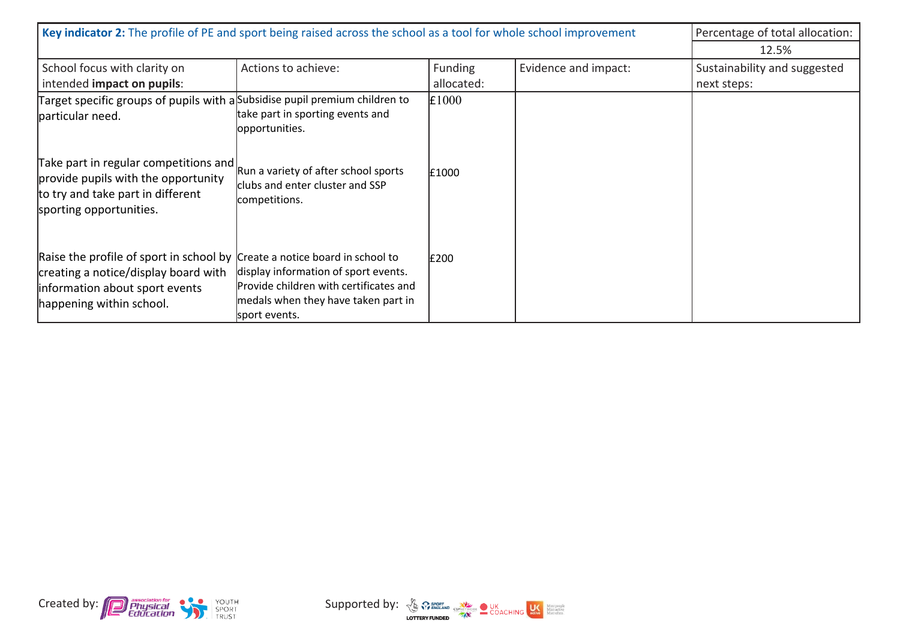| **Key indicator 2:** The profile of PE and sport being raised across the school as a tool for whole school improvement | | | | Percentage of total allocation: |
|---|---|---|---|---|
| | | | | 12.5% |
| School focus with clarity on intended **impact on pupils**: | Actions to achieve: | Funding allocated: | Evidence and impact: | Sustainability and suggested next steps: |
| Target specific groups of pupils with a particular need. | Subsidise pupil premium children to take part in sporting events and opportunities. | £1000 | | |
| Take part in regular competitions and provide pupils with the opportunity to try and take part in different sporting opportunities. | Run a variety of after school sports clubs and enter cluster and SSP competitions. | £1000 | | |
| Raise the profile of sport in school by creating a notice/display board with information about sport events happening within school. | Create a notice board in school to display information of sport events. Provide children with certificates and medals when they have taken part in sport events. | £200 | | |

Created by: association for Physical Education, Youth Sport Trust

Supported by: Sport England Lottery Funded, CSPNetwork, UK Coaching, UK Active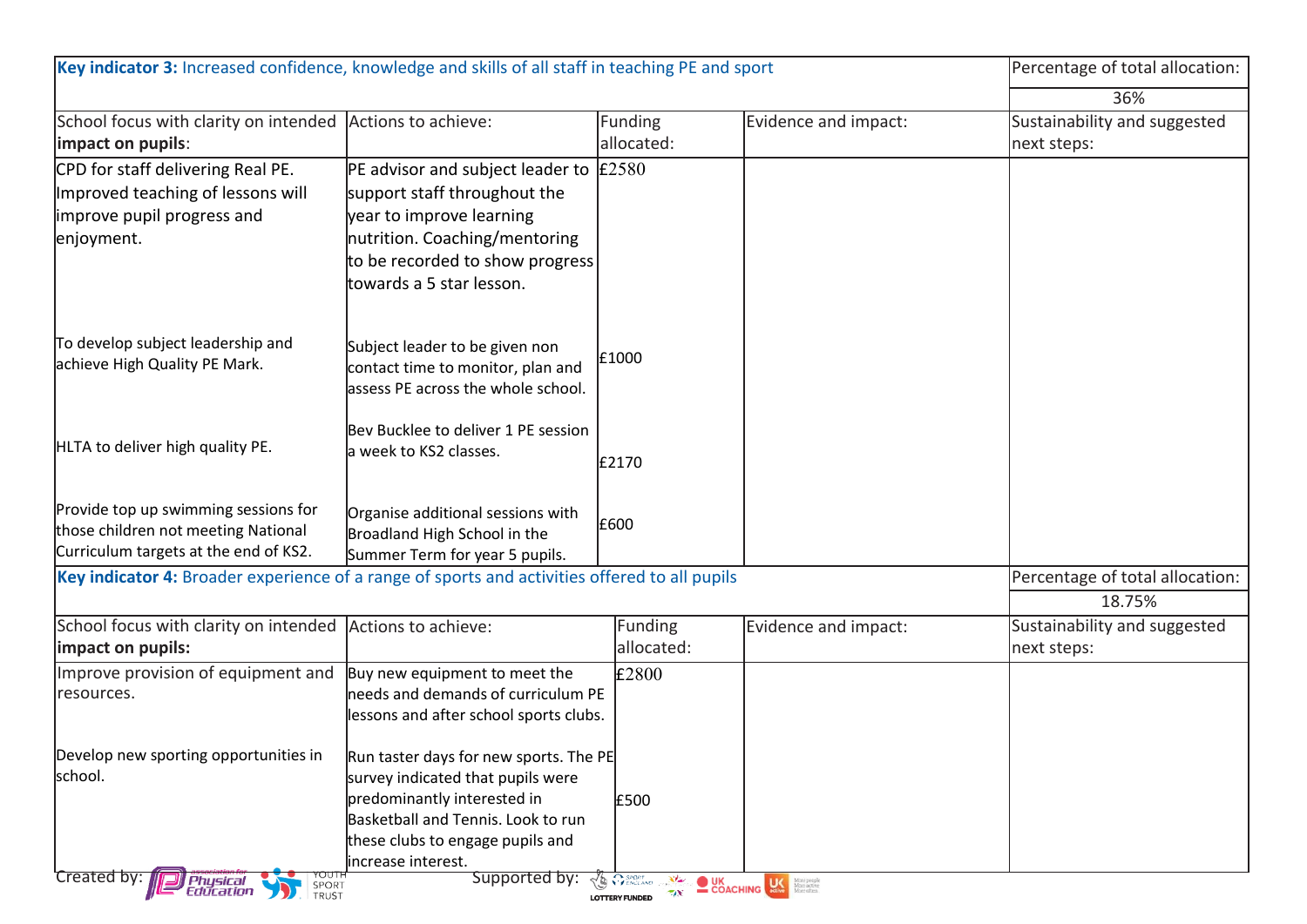| Key indicator 3: Increased confidence, knowledge and skills of all staff in teaching PE and sport | | | | Percentage of total allocation: |
|---|---|---|---|---|
| | | | | 36% |
| School focus with clarity on intended **impact on pupils**: | Actions to achieve: | Funding allocated: | Evidence and impact: | Sustainability and suggested next steps: |
| CPD for staff delivering Real PE. Improved teaching of lessons will improve pupil progress and enjoyment. | PE advisor and subject leader to support staff throughout the year to improve learning nutrition. Coaching/mentoring to be recorded to show progress towards a 5 star lesson. | £2580 | | |
| To develop subject leadership and achieve High Quality PE Mark. | Subject leader to be given non contact time to monitor, plan and assess PE across the whole school. | £1000 | | |
| HLTA to deliver high quality PE. | Bev Bucklee to deliver 1 PE session a week to KS2 classes. | £2170 | | |
| Provide top up swimming sessions for those children not meeting National Curriculum targets at the end of KS2. | Organise additional sessions with Broadland High School in the Summer Term for year 5 pupils. | £600 | | |

| Key indicator 4: Broader experience of a range of sports and activities offered to all pupils | | | | Percentage of total allocation: |
|---|---|---|---|---|
| | | | | 18.75% |
| School focus with clarity on intended **impact on pupils:** | Actions to achieve: | Funding allocated: | Evidence and impact: | Sustainability and suggested next steps: |
| Improve provision of equipment and resources. | Buy new equipment to meet the needs and demands of curriculum PE lessons and after school sports clubs. | £2800 | | |
| Develop new sporting opportunities in school. | Run taster days for new sports. The PE survey indicated that pupils were predominantly interested in Basketball and Tennis. Look to run these clubs to engage pupils and increase interest. | £500 | | |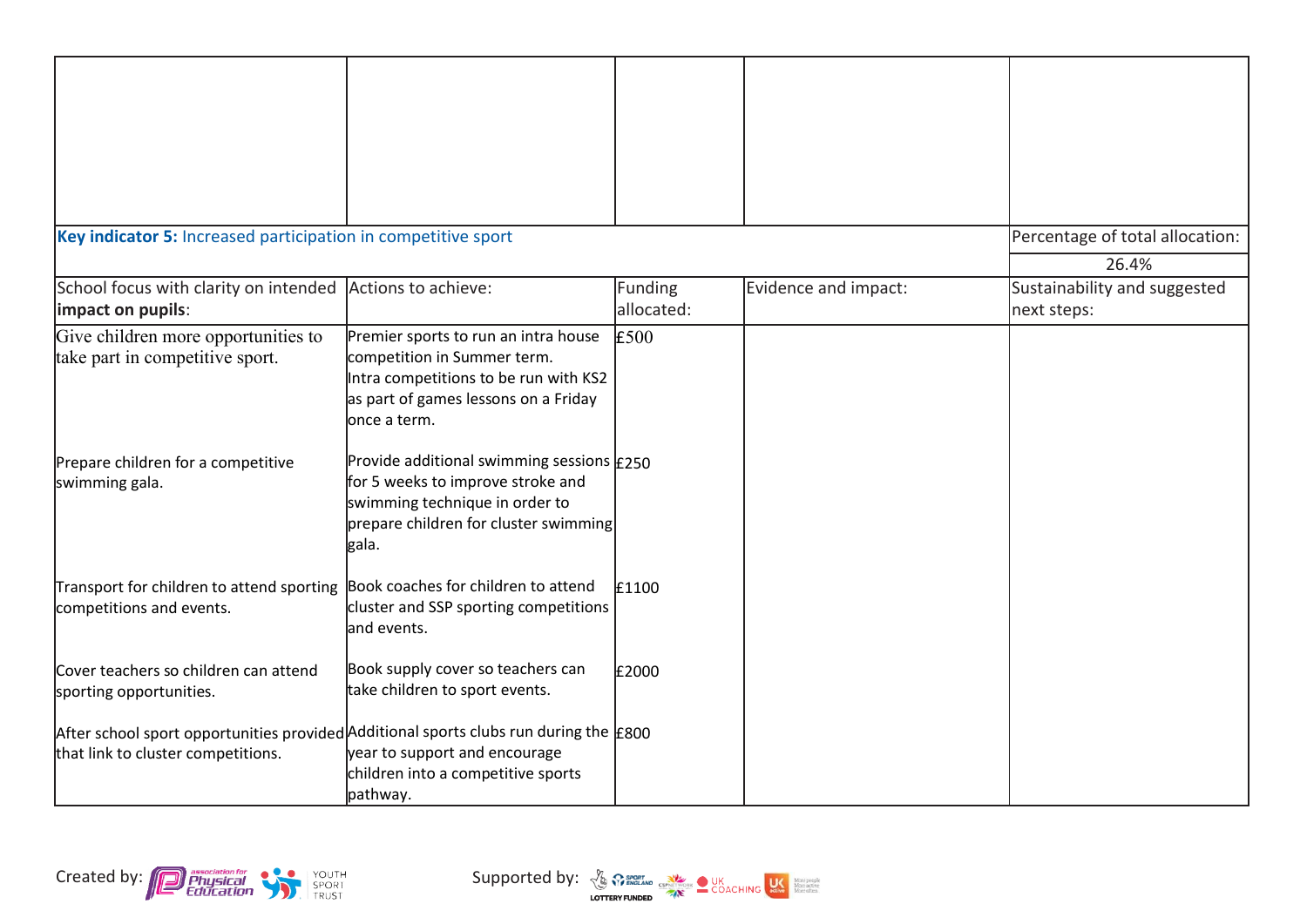| | | | | |
|---|---|---|---|---|
| | | | | |

| **Key indicator 5:** Increased participation in competitive sport | | | | Percentage of total allocation: |
|---|---|---|---|---|
| | | | | 26.4% |
| School focus with clarity on intended **impact on pupils**: | Actions to achieve: | Funding allocated: | Evidence and impact: | Sustainability and suggested next steps: |
| Give children more opportunities to take part in competitive sport. | Premier sports to run an intra house competition in Summer term. Intra competitions to be run with KS2 as part of games lessons on a Friday once a term. | £500 | | |
| Prepare children for a competitive swimming gala. | Provide additional swimming sessions for 5 weeks to improve stroke and swimming technique in order to prepare children for cluster swimming gala. | £250 | | |
| Transport for children to attend sporting competitions and events. | Book coaches for children to attend cluster and SSP sporting competitions and events. | £1100 | | |
| Cover teachers so children can attend sporting opportunities. | Book supply cover so teachers can take children to sport events. | £2000 | | |
| After school sport opportunities provided that link to cluster competitions. | Additional sports clubs run during the year to support and encourage children into a competitive sports pathway. | £800 | | |